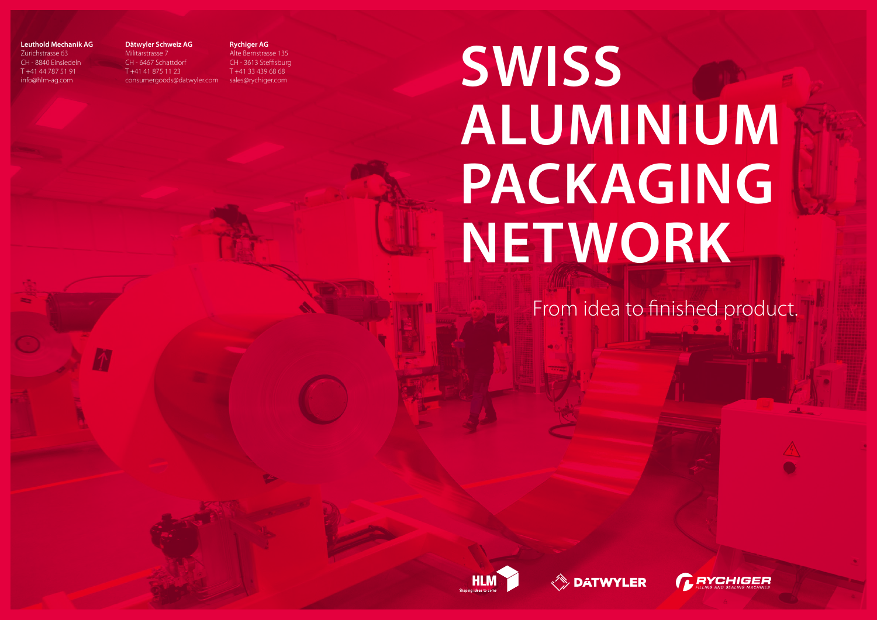**Leuthold Mechanik AG**
Zürichstrasse 63
CH - 8840 Einsiedeln
T +41 44 787 51 91
info@hlm-ag.com

**Dätwyler Schweiz AG**
Militärstrasse 7
CH - 6467 Schattdorf
T +41 41 875 11 23
consumergoods@datwyler.com

**Rychiger AG**
Alte Bernstrasse 135
CH - 3613 Steffisburg
T +41 33 439 68 68
sales@rychiger.com

# SWISS ALUMINIUM PACKAGING NETWORK

From idea to finished product.

HLM Shaping ideas to come

DÄTWYLER

RYCHIGER FILLING AND SEALING MACHINES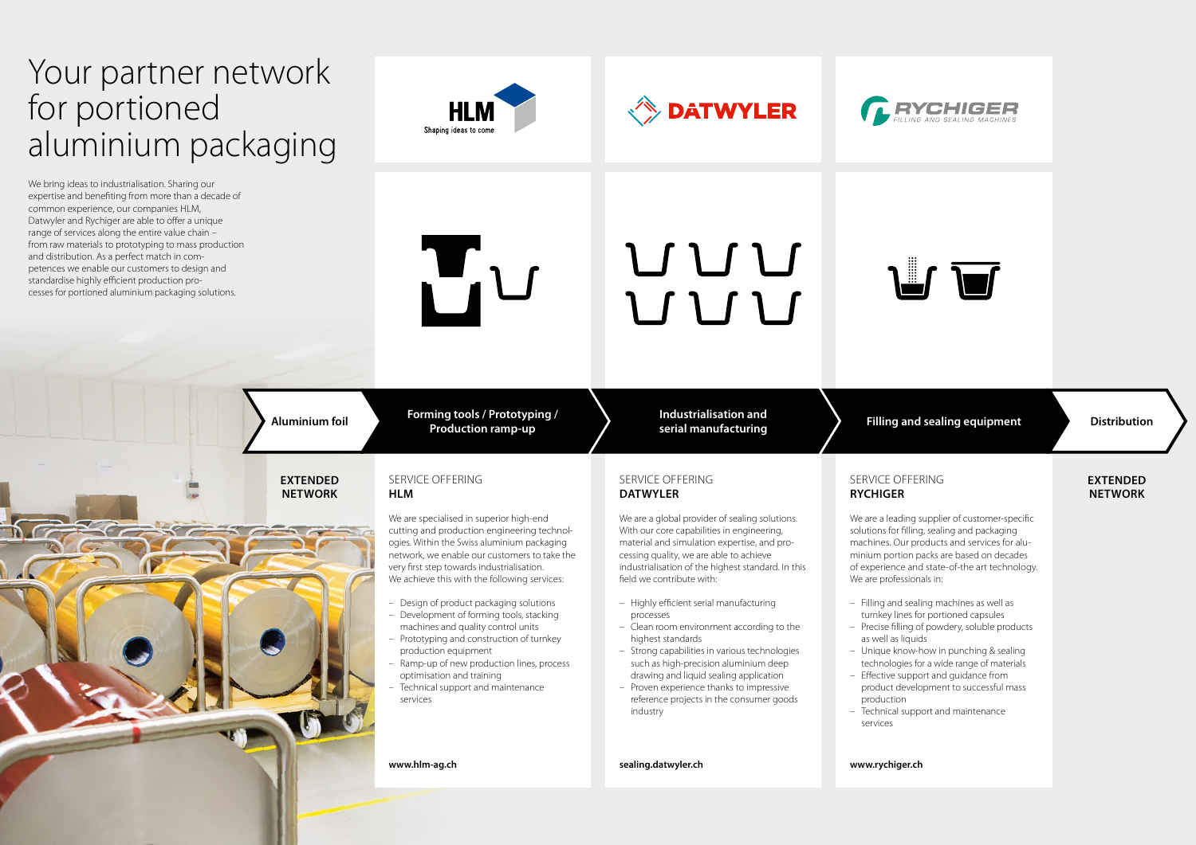# Your partner network for portioned aluminium packaging

We bring ideas to industrialisation. Sharing our expertise and benefiting from more than a decade of common experience, our companies HLM, Datwyler and Rychiger are able to offer a unique range of services along the entire value chain – from raw materials to prototyping to mass production and distribution. As a perfect match in competences we enable our customers to design and standardise highly efficient production processes for portioned aluminium packaging solutions.

HLM
Shaping ideas to come

DATWYLER

RYCHIGER
FILLING AND SEALING MACHINES

**Aluminium foil** → **Forming tools / Prototyping / Production ramp-up** → **Industrialisation and serial manufacturing** → **Filling and sealing equipment** → **Distribution**

**EXTENDED NETWORK**

SERVICE OFFERING
**HLM**

We are specialised in superior high-end cutting and production engineering technologies. Within the Swiss aluminium packaging network, we enable our customers to take the very first step towards industrialisation. We achieve this with the following services:

- Design of product packaging solutions
- Development of forming tools, stacking machines and quality control units
- Prototyping and construction of turnkey production equipment
- Ramp-up of new production lines, process optimisation and training
- Technical support and maintenance services

**www.hlm-ag.ch**

SERVICE OFFERING
**DATWYLER**

We are a global provider of sealing solutions. With our core capabilities in engineering, material and simulation expertise, and processing quality, we are able to achieve industrialisation of the highest standard. In this field we contribute with:

- Highly efficient serial manufacturing processes
- Clean room environment according to the highest standards
- Strong capabilities in various technologies such as high-precision aluminium deep drawing and liquid sealing application
- Proven experience thanks to impressive reference projects in the consumer goods industry

**sealing.datwyler.ch**

SERVICE OFFERING
**RYCHIGER**

We are a leading supplier of customer-specific solutions for filling, sealing and packaging machines. Our products and services for aluminium portion packs are based on decades of experience and state-of-the-art technology. We are professionals in:

- Filling and sealing machines as well as turnkey lines for portioned capsules
- Precise filling of powdery, soluble products as well as liquids
- Unique know-how in punching & sealing technologies for a wide range of materials
- Effective support and guidance from product development to successful mass production
- Technical support and maintenance services

**www.rychiger.ch**

**EXTENDED NETWORK**